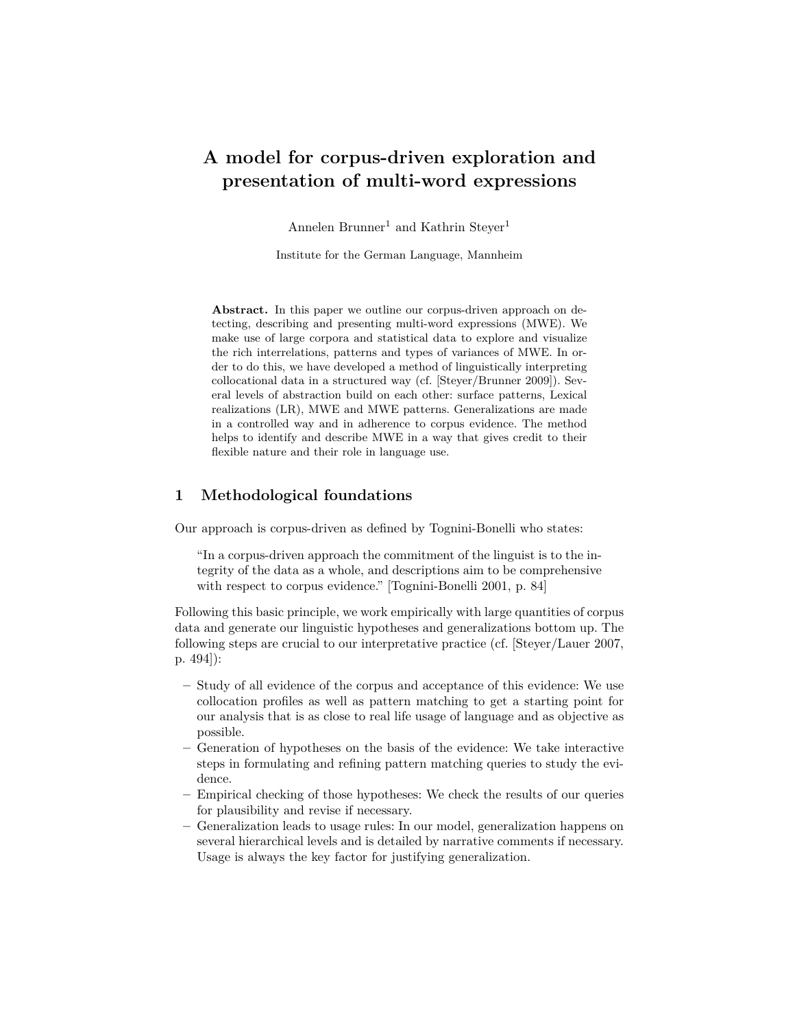# A model for corpus-driven exploration and presentation of multi-word expressions

Annelen Brunner[1] and Kathrin Steyer[1]

Institute for the German Language, Mannheim

**Abstract.** In this paper we outline our corpus-driven approach on detecting, describing and presenting multi-word expressions (MWE). We make use of large corpora and statistical data to explore and visualize the rich interrelations, patterns and types of variances of MWE. In order to do this, we have developed a method of linguistically interpreting collocational data in a structured way (cf. [Steyer/Brunner 2009]). Several levels of abstraction build on each other: surface patterns, Lexical realizations (LR), MWE and MWE patterns. Generalizations are made in a controlled way and in adherence to corpus evidence. The method helps to identify and describe MWE in a way that gives credit to their flexible nature and their role in language use.

## 1 Methodological foundations

Our approach is corpus-driven as defined by Tognini-Bonelli who states:

> "In a corpus-driven approach the commitment of the linguist is to the integrity of the data as a whole, and descriptions aim to be comprehensive with respect to corpus evidence." [Tognini-Bonelli 2001, p. 84]

Following this basic principle, we work empirically with large quantities of corpus data and generate our linguistic hypotheses and generalizations bottom up. The following steps are crucial to our interpretative practice (cf. [Steyer/Lauer 2007, p. 494]):

- Study of all evidence of the corpus and acceptance of this evidence: We use collocation profiles as well as pattern matching to get a starting point for our analysis that is as close to real life usage of language and as objective as possible.
- Generation of hypotheses on the basis of the evidence: We take interactive steps in formulating and refining pattern matching queries to study the evidence.
- Empirical checking of those hypotheses: We check the results of our queries for plausibility and revise if necessary.
- Generalization leads to usage rules: In our model, generalization happens on several hierarchical levels and is detailed by narrative comments if necessary. Usage is always the key factor for justifying generalization.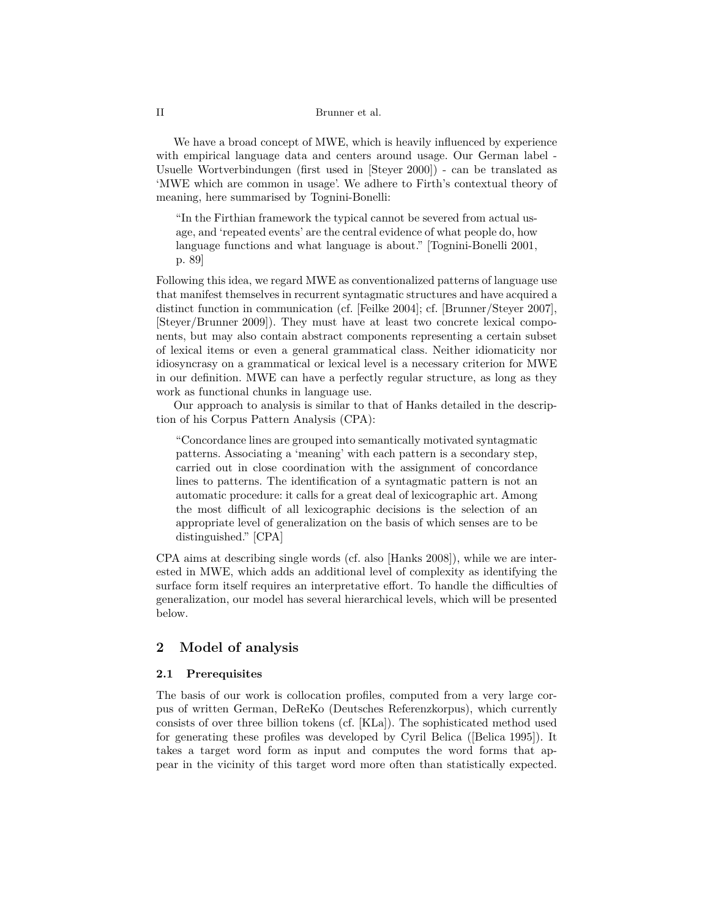We have a broad concept of MWE, which is heavily influenced by experience with empirical language data and centers around usage. Our German label - Usuelle Wortverbindungen (first used in [Steyer 2000]) - can be translated as 'MWE which are common in usage'. We adhere to Firth's contextual theory of meaning, here summarised by Tognini-Bonelli:

> "In the Firthian framework the typical cannot be severed from actual usage, and 'repeated events' are the central evidence of what people do, how language functions and what language is about." [Tognini-Bonelli 2001, p. 89]

Following this idea, we regard MWE as conventionalized patterns of language use that manifest themselves in recurrent syntagmatic structures and have acquired a distinct function in communication (cf. [Feilke 2004]; cf. [Brunner/Steyer 2007], [Steyer/Brunner 2009]). They must have at least two concrete lexical components, but may also contain abstract components representing a certain subset of lexical items or even a general grammatical class. Neither idiomaticity nor idiosyncrasy on a grammatical or lexical level is a necessary criterion for MWE in our definition. MWE can have a perfectly regular structure, as long as they work as functional chunks in language use.

Our approach to analysis is similar to that of Hanks detailed in the description of his Corpus Pattern Analysis (CPA):

> "Concordance lines are grouped into semantically motivated syntagmatic patterns. Associating a 'meaning' with each pattern is a secondary step, carried out in close coordination with the assignment of concordance lines to patterns. The identification of a syntagmatic pattern is not an automatic procedure: it calls for a great deal of lexicographic art. Among the most difficult of all lexicographic decisions is the selection of an appropriate level of generalization on the basis of which senses are to be distinguished." [CPA]

CPA aims at describing single words (cf. also [Hanks 2008]), while we are interested in MWE, which adds an additional level of complexity as identifying the surface form itself requires an interpretative effort. To handle the difficulties of generalization, our model has several hierarchical levels, which will be presented below.

## 2 Model of analysis

### 2.1 Prerequisites

The basis of our work is collocation profiles, computed from a very large corpus of written German, DeReKo (Deutsches Referenzkorpus), which currently consists of over three billion tokens (cf. [KLa]). The sophisticated method used for generating these profiles was developed by Cyril Belica ([Belica 1995]). It takes a target word form as input and computes the word forms that appear in the vicinity of this target word more often than statistically expected.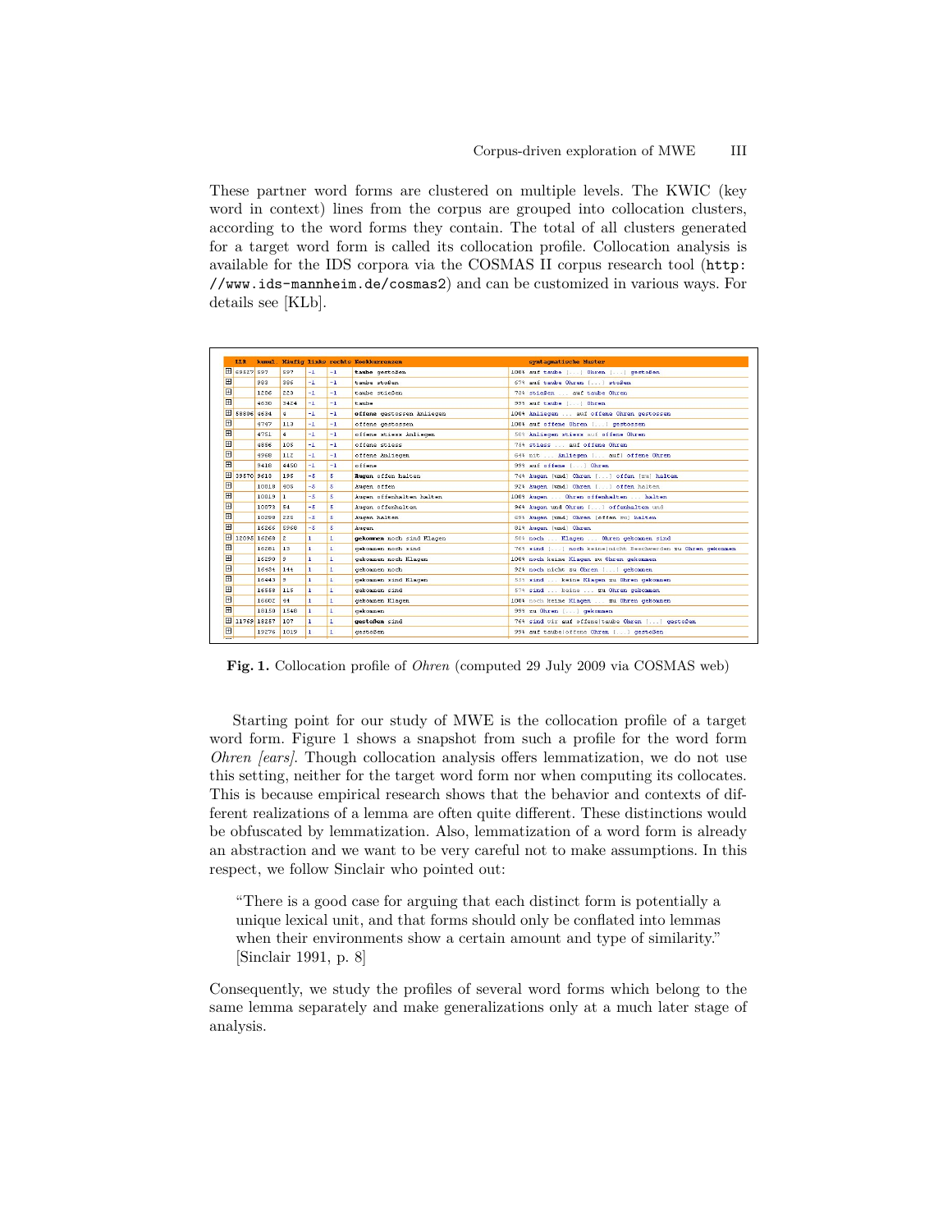These partner word forms are clustered on multiple levels. The KWIC (key word in context) lines from the corpus are grouped into collocation clusters, according to the word forms they contain. The total of all clusters generated for a target word form is called its collocation profile. Collocation analysis is available for the IDS corpora via the COSMAS II corpus research tool (`http://www.ids-mannheim.de/cosmas2`) and can be customized in various ways. For details see [KLb].

| LLR | kumul. | Häufig | links | rechts | Kookkurrenzen | syntagmatische Muster |
|---|---|---|---|---|---|---|
| 69527 | 597 | 597 | -1 | -1 | **taube gestoßen** | 100% auf taube [...] Ohren [...] gestoßen |
| | 983 | 386 | -1 | -1 | taube stoßen | 67% auf taube Ohren [...] stoßen |
| | 1206 | 223 | -1 | -1 | taube stießen | 73% stießen ... auf taube Ohren |
| | 4630 | 3424 | -1 | -1 | taube | 99% auf taube [...] Ohren |
| 58896 | 4634 | 4 | -1 | -1 | **offene gestossen Anliegen** | 100% Anliegen ... auf offene Ohren gestossen |
| | 4747 | 113 | -1 | -1 | offene gestossen | 100% auf offene Ohren [...] gestossen |
| | 4751 | 4 | -1 | -1 | offene stiess Anliegen | 50% Anliegen stiess auf offene Ohren |
| | 4856 | 105 | -1 | -1 | offene stiess | 75% stiess ... auf offene Ohren |
| | 4968 | 112 | -1 | -1 | offene Anliegen | 64% mit ... Anliegen [... auf] offene Ohren |
| | 9418 | 4450 | -1 | -1 | offene | 99% auf offene [...] Ohren |
| 39570 | 9613 | 195 | -5 | 5 | **Augen offen halten** | 74% Augen [und] Ohren [...] offen [zu] halten |
| | 10018 | 405 | -5 | 5 | Augen offen | 92% Augen [und] Ohren [...] offen halten |
| | 10019 | 1 | -5 | 5 | Augen offenhalten halten | 100% Augen ... Ohren offenhalten ... halten |
| | 10073 | 54 | -5 | 5 | Augen offenhalten | 96% Augen und Ohren [...] offenhalten und |
| | 10298 | 225 | -5 | 5 | Augen halten | 69% Augen [und] Ohren [offen zu] halten |
| | 16266 | 5968 | -5 | 5 | Augen | 81% Augen [und] Ohren |
| 12098 | 16268 | 2 | 1 | 1 | **gekommen noch sind Klagen** | 50% noch ... Klagen ... Ohren gekommen sind |
| | 16281 | 13 | 1 | 1 | gekommen noch sind | 76% sind [...] noch keine\|nicht Beschwerden zu Ohren gekommen |
| | 16290 | 9 | 1 | 1 | gekommen noch Klagen | 100% noch keine Klagen zu Ohren gekommen |
| | 16434 | 144 | 1 | 1 | gekommen noch | 92% noch nicht zu Ohren [...] gekommen |
| | 16443 | 9 | 1 | 1 | gekommen sind Klagen | 53% sind ... keine Klagen zu Ohren gekommen |
| | 16558 | 115 | 1 | 1 | gekommen sind | 57% sind ... keine ... zu Ohren gekommen |
| | 16602 | 44 | 1 | 1 | gekommen Klagen | 100% noch keine Klagen ... zu Ohren gekommen |
| | 18150 | 1548 | 1 | 1 | gekommen | 99% zu Ohren [...] gekommen |
| 11769 | 18257 | 107 | 1 | 1 | **gestoßen sind** | 76% sind wir auf offene\|taube Ohren [...] gestoßen |
| | 19276 | 1019 | 1 | 1 | gestoßen | 95% auf taube\|offene Ohren [...] gestoßen |

**Fig. 1.** Collocation profile of *Ohren* (computed 29 July 2009 via COSMAS web)

Starting point for our study of MWE is the collocation profile of a target word form. Figure 1 shows a snapshot from such a profile for the word form *Ohren [ears]*. Though collocation analysis offers lemmatization, we do not use this setting, neither for the target word form nor when computing its collocates. This is because empirical research shows that the behavior and contexts of different realizations of a lemma are often quite different. These distinctions would be obfuscated by lemmatization. Also, lemmatization of a word form is already an abstraction and we want to be very careful not to make assumptions. In this respect, we follow Sinclair who pointed out:

> "There is a good case for arguing that each distinct form is potentially a unique lexical unit, and that forms should only be conflated into lemmas when their environments show a certain amount and type of similarity." [Sinclair 1991, p. 8]

Consequently, we study the profiles of several word forms which belong to the same lemma separately and make generalizations only at a much later stage of analysis.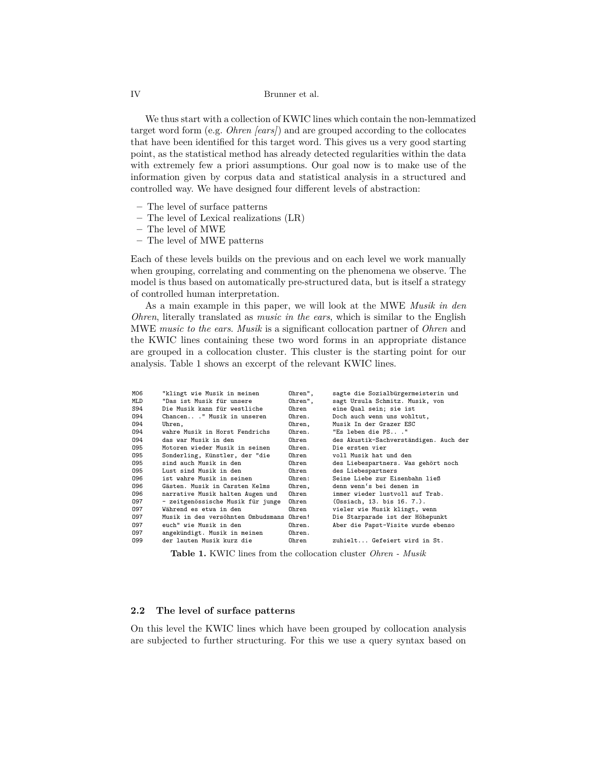We thus start with a collection of KWIC lines which contain the non-lemmatized target word form (e.g. *Ohren [ears]*) and are grouped according to the collocates that have been identified for this target word. This gives us a very good starting point, as the statistical method has already detected regularities within the data with extremely few a priori assumptions. Our goal now is to make use of the information given by corpus data and statistical analysis in a structured and controlled way. We have designed four different levels of abstraction:

- The level of surface patterns
- The level of Lexical realizations (LR)
- The level of MWE
- The level of MWE patterns

Each of these levels builds on the previous and on each level we work manually when grouping, correlating and commenting on the phenomena we observe. The model is thus based on automatically pre-structured data, but is itself a strategy of controlled human interpretation.

As a main example in this paper, we will look at the MWE *Musik in den Ohren*, literally translated as *music in the ears*, which is similar to the English MWE *music to the ears*. *Musik* is a significant collocation partner of *Ohren* and the KWIC lines containing these two word forms in an appropriate distance are grouped in a collocation cluster. This cluster is the starting point for our analysis. Table 1 shows an excerpt of the relevant KWIC lines.

```
M06    "klingt wie Musik in meinen        Ohren",    sagte die Sozialbürgermeisterin und
MLD    "Das ist Musik für unsere          Ohren",    sagt Ursula Schmitz. Musik, von
S94    Die Musik kann für westliche       Ohren      eine Qual sein; sie ist
O94    Chancen.. ." Musik in unseren      Ohren.     Doch auch wenn uns wohltut,
O94    Uhren,                             Ohren,     Musik In der Grazer ESC
O94    wahre Musik in Horst Fendrichs     Ohren.     "Es leben die PS.. ."
O94    das war Musik in den               Ohren      des Akustik-Sachverständigen. Auch der
O95    Motoren wieder Musik in seinen     Ohren.     Die ersten vier
O95    Sonderling, Künstler, der "die     Ohren      voll Musik hat und den
O95    sind auch Musik in den             Ohren      des Liebespartners. Was gehört noch
O95    Lust sind Musik in den             Ohren      des Liebespartners
O96    ist wahre Musik in seinen          Ohren:     Seine Liebe zur Eisenbahn ließ
O96    Gästen. Musik in Carsten Kelms     Ohren,     denn wenn's bei denen im
O96    narrative Musik halten Augen und   Ohren      immer wieder lustvoll auf Trab.
O97    - zeitgenössische Musik für junge  Ohren      (Ossiach, 13. bis 16. 7.).
O97    Während es etwa in den             Ohren      vieler wie Musik klingt, wenn
O97    Musik in des versöhnten Ombudsmans Ohren!     Die Starparade ist der Höhepunkt
O97    euch" wie Musik in den             Ohren.     Aber die Papst-Visite wurde ebenso
O97    angekündigt. Musik in meinen       Ohren.
O99    der lauten Musik kurz die          Ohren      zuhielt... Gefeiert wird in St.
```

**Table 1.** KWIC lines from the collocation cluster *Ohren - Musik*

## 2.2 The level of surface patterns

On this level the KWIC lines which have been grouped by collocation analysis are subjected to further structuring. For this we use a query syntax based on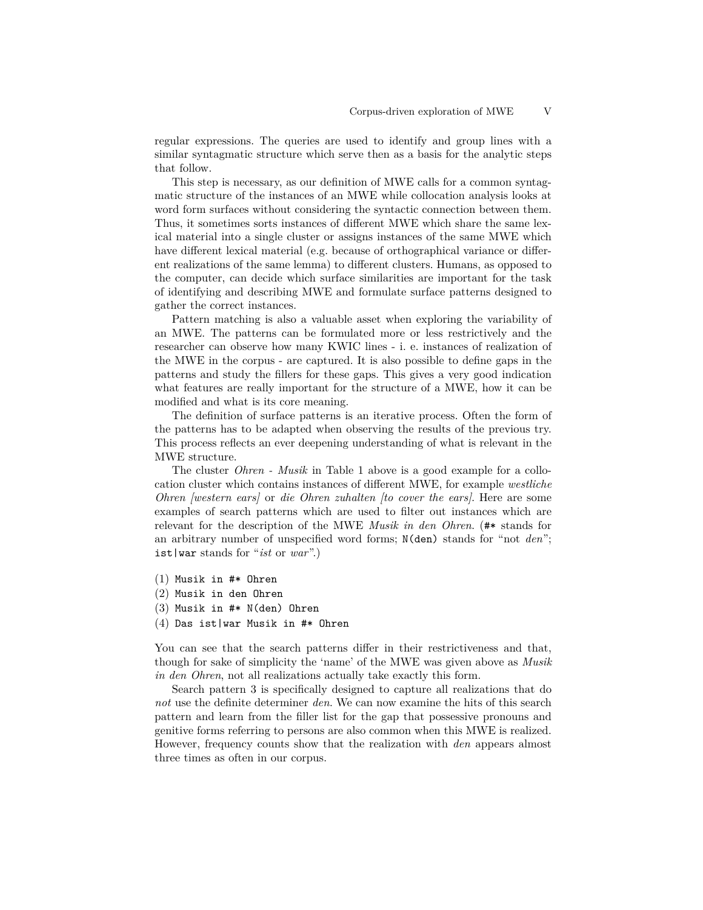regular expressions. The queries are used to identify and group lines with a similar syntagmatic structure which serve then as a basis for the analytic steps that follow.

This step is necessary, as our definition of MWE calls for a common syntagmatic structure of the instances of an MWE while collocation analysis looks at word form surfaces without considering the syntactic connection between them. Thus, it sometimes sorts instances of different MWE which share the same lexical material into a single cluster or assigns instances of the same MWE which have different lexical material (e.g. because of orthographical variance or different realizations of the same lemma) to different clusters. Humans, as opposed to the computer, can decide which surface similarities are important for the task of identifying and describing MWE and formulate surface patterns designed to gather the correct instances.

Pattern matching is also a valuable asset when exploring the variability of an MWE. The patterns can be formulated more or less restrictively and the researcher can observe how many KWIC lines - i. e. instances of realization of the MWE in the corpus - are captured. It is also possible to define gaps in the patterns and study the fillers for these gaps. This gives a very good indication what features are really important for the structure of a MWE, how it can be modified and what is its core meaning.

The definition of surface patterns is an iterative process. Often the form of the patterns has to be adapted when observing the results of the previous try. This process reflects an ever deepening understanding of what is relevant in the MWE structure.

The cluster *Ohren - Musik* in Table 1 above is a good example for a collocation cluster which contains instances of different MWE, for example *westliche Ohren [western ears]* or *die Ohren zuhalten [to cover the ears]*. Here are some examples of search patterns which are used to filter out instances which are relevant for the description of the MWE *Musik in den Ohren*. (`#*` stands for an arbitrary number of unspecified word forms; `N(den)` stands for "not *den*"; `ist|war` stands for "*ist* or *war*".)

(1) `Musik in #* Ohren`
(2) `Musik in den Ohren`
(3) `Musik in #* N(den) Ohren`
(4) `Das ist|war Musik in #* Ohren`

You can see that the search patterns differ in their restrictiveness and that, though for sake of simplicity the 'name' of the MWE was given above as *Musik in den Ohren*, not all realizations actually take exactly this form.

Search pattern 3 is specifically designed to capture all realizations that do *not* use the definite determiner *den*. We can now examine the hits of this search pattern and learn from the filler list for the gap that possessive pronouns and genitive forms referring to persons are also common when this MWE is realized. However, frequency counts show that the realization with *den* appears almost three times as often in our corpus.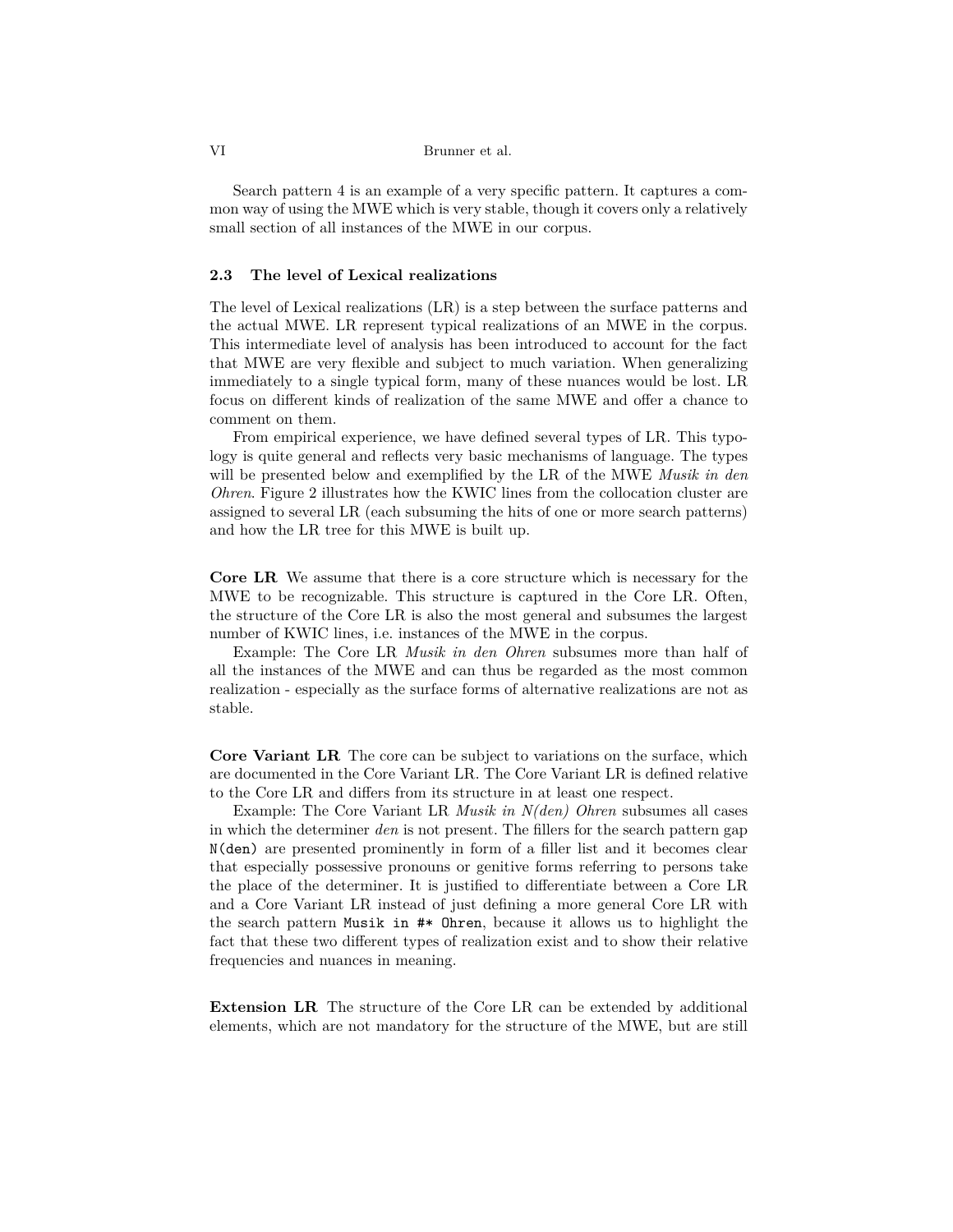Search pattern 4 is an example of a very specific pattern. It captures a common way of using the MWE which is very stable, though it covers only a relatively small section of all instances of the MWE in our corpus.

### 2.3 The level of Lexical realizations

The level of Lexical realizations (LR) is a step between the surface patterns and the actual MWE. LR represent typical realizations of an MWE in the corpus. This intermediate level of analysis has been introduced to account for the fact that MWE are very flexible and subject to much variation. When generalizing immediately to a single typical form, many of these nuances would be lost. LR focus on different kinds of realization of the same MWE and offer a chance to comment on them.

From empirical experience, we have defined several types of LR. This typology is quite general and reflects very basic mechanisms of language. The types will be presented below and exemplified by the LR of the MWE *Musik in den Ohren*. Figure 2 illustrates how the KWIC lines from the collocation cluster are assigned to several LR (each subsuming the hits of one or more search patterns) and how the LR tree for this MWE is built up.

**Core LR** We assume that there is a core structure which is necessary for the MWE to be recognizable. This structure is captured in the Core LR. Often, the structure of the Core LR is also the most general and subsumes the largest number of KWIC lines, i.e. instances of the MWE in the corpus.

Example: The Core LR *Musik in den Ohren* subsumes more than half of all the instances of the MWE and can thus be regarded as the most common realization - especially as the surface forms of alternative realizations are not as stable.

**Core Variant LR** The core can be subject to variations on the surface, which are documented in the Core Variant LR. The Core Variant LR is defined relative to the Core LR and differs from its structure in at least one respect.

Example: The Core Variant LR *Musik in N(den) Ohren* subsumes all cases in which the determiner *den* is not present. The fillers for the search pattern gap `N(den)` are presented prominently in form of a filler list and it becomes clear that especially possessive pronouns or genitive forms referring to persons take the place of the determiner. It is justified to differentiate between a Core LR and a Core Variant LR instead of just defining a more general Core LR with the search pattern `Musik in #* Ohren`, because it allows us to highlight the fact that these two different types of realization exist and to show their relative frequencies and nuances in meaning.

**Extension LR** The structure of the Core LR can be extended by additional elements, which are not mandatory for the structure of the MWE, but are still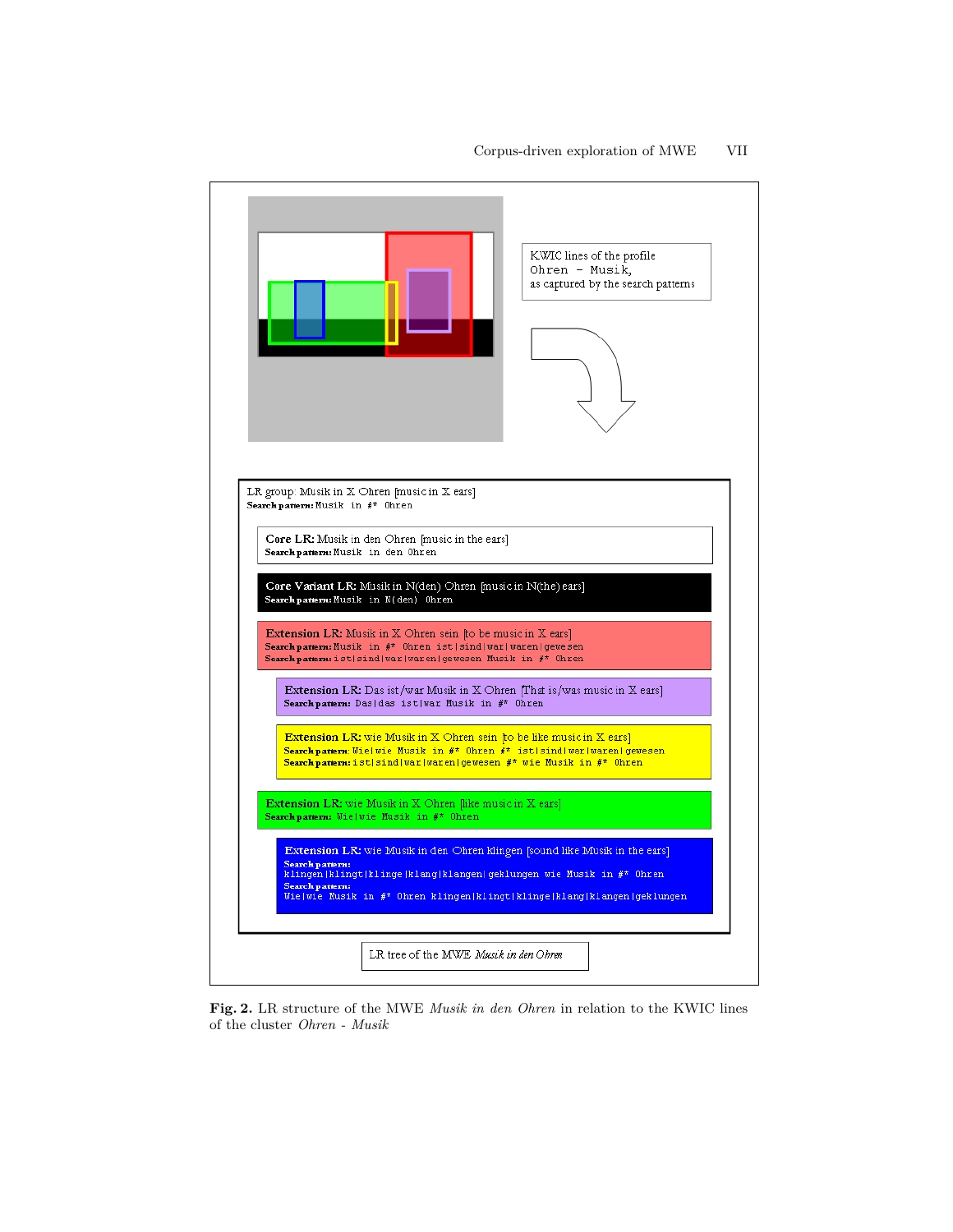KWIC lines of the profile
Ohren – Musik,
as captured by the search patterns

LR group: Musik in X Ohren [music in X ears]
**Search pattern:** Musik in #* Ohren

**Core LR:** Musik in den Ohren [music in the ears]
**Search pattern:** Musik in den Ohren

**Core Variant LR:** Musik in N(den) Ohren [music in N(the) ears]
**Search pattern:** Musik in N(den) Ohren

**Extension LR:** Musik in X Ohren sein [to be music in X ears]
**Search pattern:** Musik in #* Ohren ist|sind|war|waren|gewesen
**Search pattern:** ist|sind|war|waren|gewesen Musik in #* Ohren

**Extension LR:** Das ist/war Musik in X Ohren [That is/was music in X ears]
**Search pattern:** Das|das ist|war Musik in #* Ohren

**Extension LR:** wie Musik in X Ohren sein [to be like music in X ears]
**Search pattern:** Wie|wie Musik in #* Ohren #* ist|sind|war|waren|gewesen
**Search pattern:** ist|sind|war|waren|gewesen #* wie Musik in #* Ohren

**Extension LR:** wie Musik in X Ohren [like music in X ears]
**Search pattern:** Wie|wie Musik in #* Ohren

**Extension LR:** wie Musik in den Ohren klingen [sound like Musik in the ears]
**Search pattern:** klingen|klingt|klinge|klang|klangen|geklungen wie Musik in #* Ohren
**Search pattern:** Wie|wie Musik in #* Ohren klingen|klingt|klinge|klang|klangen|geklungen

LR tree of the MWE *Musik in den Ohren*

**Fig. 2.** LR structure of the MWE *Musik in den Ohren* in relation to the KWIC lines of the cluster *Ohren - Musik*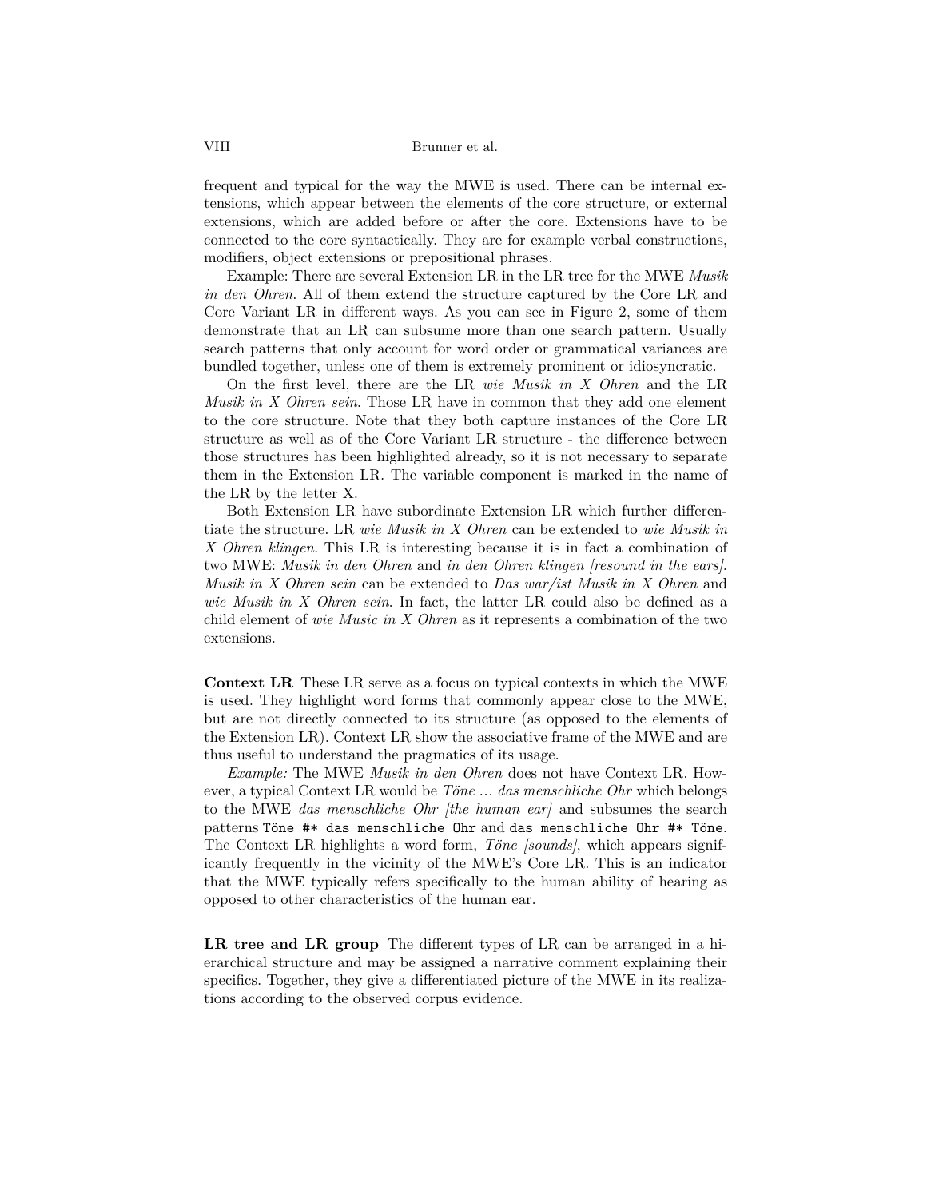frequent and typical for the way the MWE is used. There can be internal extensions, which appear between the elements of the core structure, or external extensions, which are added before or after the core. Extensions have to be connected to the core syntactically. They are for example verbal constructions, modifiers, object extensions or prepositional phrases.

Example: There are several Extension LR in the LR tree for the MWE *Musik in den Ohren*. All of them extend the structure captured by the Core LR and Core Variant LR in different ways. As you can see in Figure 2, some of them demonstrate that an LR can subsume more than one search pattern. Usually search patterns that only account for word order or grammatical variances are bundled together, unless one of them is extremely prominent or idiosyncratic.

On the first level, there are the LR *wie Musik in X Ohren* and the LR *Musik in X Ohren sein*. Those LR have in common that they add one element to the core structure. Note that they both capture instances of the Core LR structure as well as of the Core Variant LR structure - the difference between those structures has been highlighted already, so it is not necessary to separate them in the Extension LR. The variable component is marked in the name of the LR by the letter X.

Both Extension LR have subordinate Extension LR which further differentiate the structure. LR *wie Musik in X Ohren* can be extended to *wie Musik in X Ohren klingen*. This LR is interesting because it is in fact a combination of two MWE: *Musik in den Ohren* and *in den Ohren klingen [resound in the ears]*. *Musik in X Ohren sein* can be extended to *Das war/ist Musik in X Ohren* and *wie Musik in X Ohren sein*. In fact, the latter LR could also be defined as a child element of *wie Music in X Ohren* as it represents a combination of the two extensions.

**Context LR** These LR serve as a focus on typical contexts in which the MWE is used. They highlight word forms that commonly appear close to the MWE, but are not directly connected to its structure (as opposed to the elements of the Extension LR). Context LR show the associative frame of the MWE and are thus useful to understand the pragmatics of its usage.

*Example:* The MWE *Musik in den Ohren* does not have Context LR. However, a typical Context LR would be *Töne ... das menschliche Ohr* which belongs to the MWE *das menschliche Ohr [the human ear]* and subsumes the search patterns `Töne #* das menschliche Ohr` and `das menschliche Ohr #* Töne`. The Context LR highlights a word form, *Töne [sounds]*, which appears significantly frequently in the vicinity of the MWE's Core LR. This is an indicator that the MWE typically refers specifically to the human ability of hearing as opposed to other characteristics of the human ear.

**LR tree and LR group** The different types of LR can be arranged in a hierarchical structure and may be assigned a narrative comment explaining their specifics. Together, they give a differentiated picture of the MWE in its realizations according to the observed corpus evidence.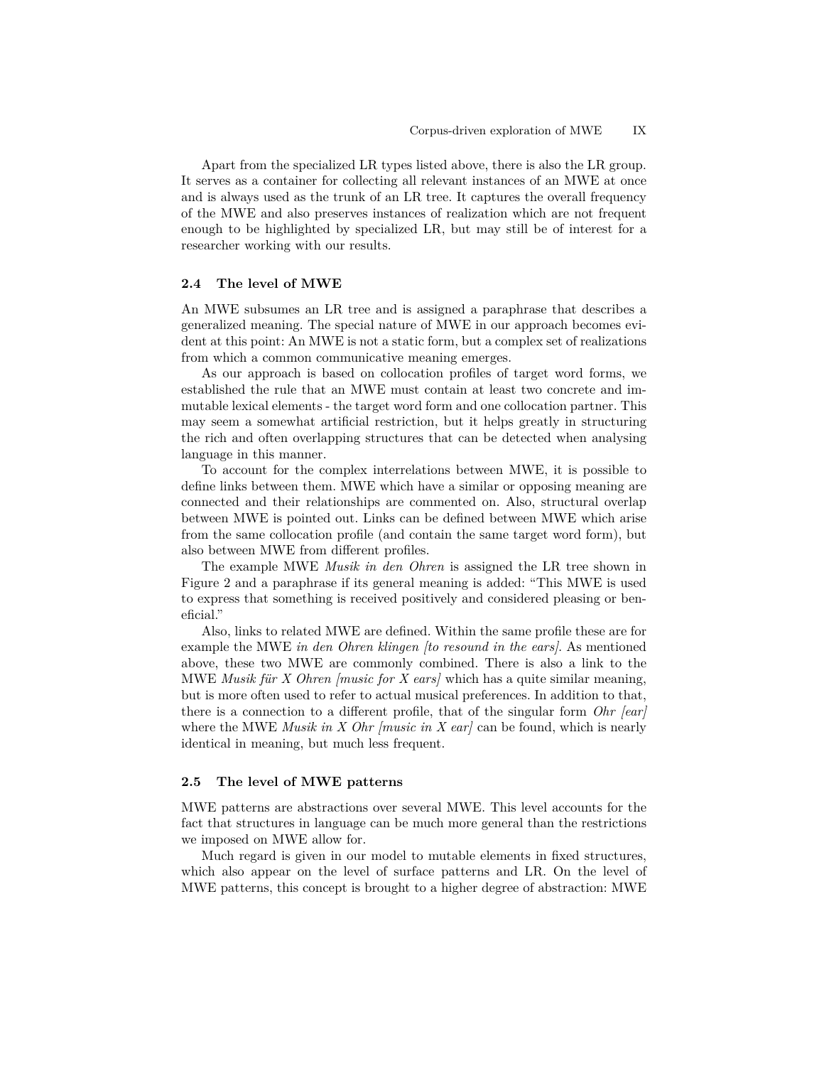Apart from the specialized LR types listed above, there is also the LR group. It serves as a container for collecting all relevant instances of an MWE at once and is always used as the trunk of an LR tree. It captures the overall frequency of the MWE and also preserves instances of realization which are not frequent enough to be highlighted by specialized LR, but may still be of interest for a researcher working with our results.

### 2.4 The level of MWE

An MWE subsumes an LR tree and is assigned a paraphrase that describes a generalized meaning. The special nature of MWE in our approach becomes evident at this point: An MWE is not a static form, but a complex set of realizations from which a common communicative meaning emerges.

As our approach is based on collocation profiles of target word forms, we established the rule that an MWE must contain at least two concrete and immutable lexical elements - the target word form and one collocation partner. This may seem a somewhat artificial restriction, but it helps greatly in structuring the rich and often overlapping structures that can be detected when analysing language in this manner.

To account for the complex interrelations between MWE, it is possible to define links between them. MWE which have a similar or opposing meaning are connected and their relationships are commented on. Also, structural overlap between MWE is pointed out. Links can be defined between MWE which arise from the same collocation profile (and contain the same target word form), but also between MWE from different profiles.

The example MWE *Musik in den Ohren* is assigned the LR tree shown in Figure 2 and a paraphrase if its general meaning is added: "This MWE is used to express that something is received positively and considered pleasing or beneficial."

Also, links to related MWE are defined. Within the same profile these are for example the MWE *in den Ohren klingen [to resound in the ears]*. As mentioned above, these two MWE are commonly combined. There is also a link to the MWE *Musik für X Ohren [music for X ears]* which has a quite similar meaning, but is more often used to refer to actual musical preferences. In addition to that, there is a connection to a different profile, that of the singular form *Ohr [ear]* where the MWE *Musik in X Ohr [music in X ear]* can be found, which is nearly identical in meaning, but much less frequent.

### 2.5 The level of MWE patterns

MWE patterns are abstractions over several MWE. This level accounts for the fact that structures in language can be much more general than the restrictions we imposed on MWE allow for.

Much regard is given in our model to mutable elements in fixed structures, which also appear on the level of surface patterns and LR. On the level of MWE patterns, this concept is brought to a higher degree of abstraction: MWE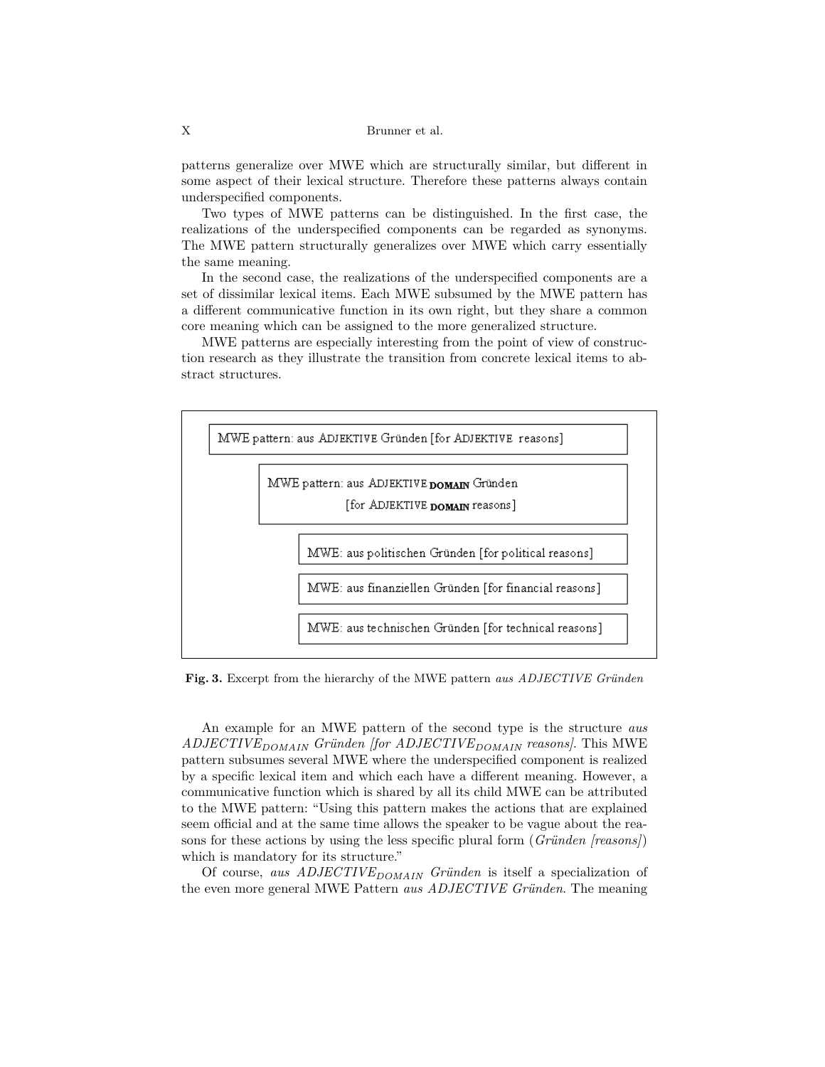patterns generalize over MWE which are structurally similar, but different in some aspect of their lexical structure. Therefore these patterns always contain underspecified components.

Two types of MWE patterns can be distinguished. In the first case, the realizations of the underspecified components can be regarded as synonyms. The MWE pattern structurally generalizes over MWE which carry essentially the same meaning.

In the second case, the realizations of the underspecified components are a set of dissimilar lexical items. Each MWE subsumed by the MWE pattern has a different communicative function in its own right, but they share a common core meaning which can be assigned to the more generalized structure.

MWE patterns are especially interesting from the point of view of construction research as they illustrate the transition from concrete lexical items to abstract structures.

MWE pattern: aus ADJEKTIVE Gründen [for ADJEKTIVE reasons]

MWE pattern: aus ADJEKTIVE **DOMAIN** Gründen [for ADJEKTIVE **DOMAIN** reasons]

MWE: aus politischen Gründen [for political reasons]

MWE: aus finanziellen Gründen [for financial reasons]

MWE: aus technischen Gründen [for technical reasons]

**Fig. 3.** Excerpt from the hierarchy of the MWE pattern *aus ADJECTIVE Gründen*

An example for an MWE pattern of the second type is the structure *aus* $ADJECTIVE_{DOMAIN}$ *Gründen [for* $ADJECTIVE_{DOMAIN}$ *reasons]*. This MWE pattern subsumes several MWE where the underspecified component is realized by a specific lexical item and which each have a different meaning. However, a communicative function which is shared by all its child MWE can be attributed to the MWE pattern: "Using this pattern makes the actions that are explained seem official and at the same time allows the speaker to be vague about the reasons for these actions by using the less specific plural form (*Gründen [reasons]*) which is mandatory for its structure."

Of course, *aus* $ADJECTIVE_{DOMAIN}$ *Gründen* is itself a specialization of the even more general MWE Pattern *aus ADJECTIVE Gründen*. The meaning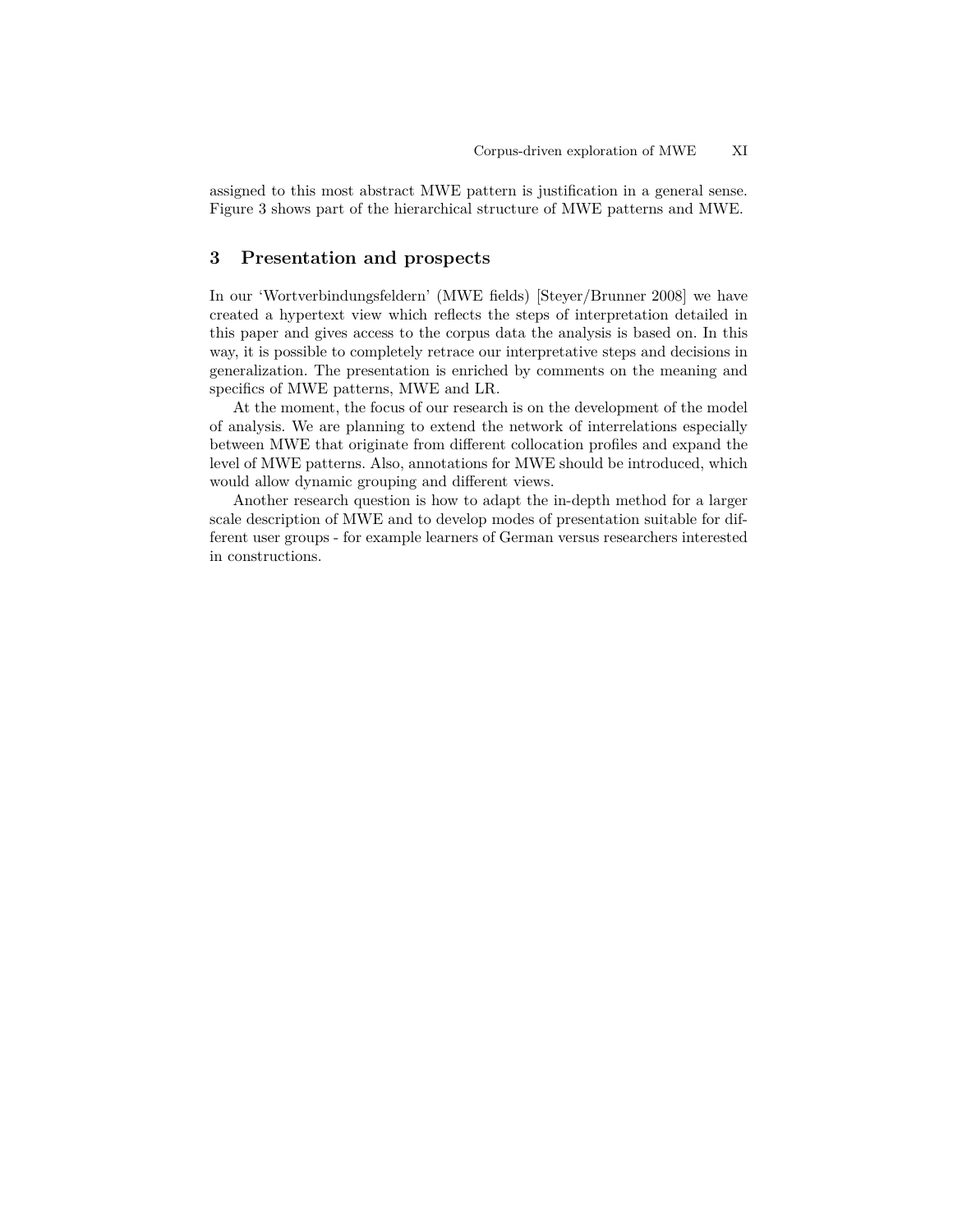assigned to this most abstract MWE pattern is justification in a general sense. Figure 3 shows part of the hierarchical structure of MWE patterns and MWE.

## 3 Presentation and prospects

In our 'Wortverbindungsfeldern' (MWE fields) [Steyer/Brunner 2008] we have created a hypertext view which reflects the steps of interpretation detailed in this paper and gives access to the corpus data the analysis is based on. In this way, it is possible to completely retrace our interpretative steps and decisions in generalization. The presentation is enriched by comments on the meaning and specifics of MWE patterns, MWE and LR.

At the moment, the focus of our research is on the development of the model of analysis. We are planning to extend the network of interrelations especially between MWE that originate from different collocation profiles and expand the level of MWE patterns. Also, annotations for MWE should be introduced, which would allow dynamic grouping and different views.

Another research question is how to adapt the in-depth method for a larger scale description of MWE and to develop modes of presentation suitable for different user groups - for example learners of German versus researchers interested in constructions.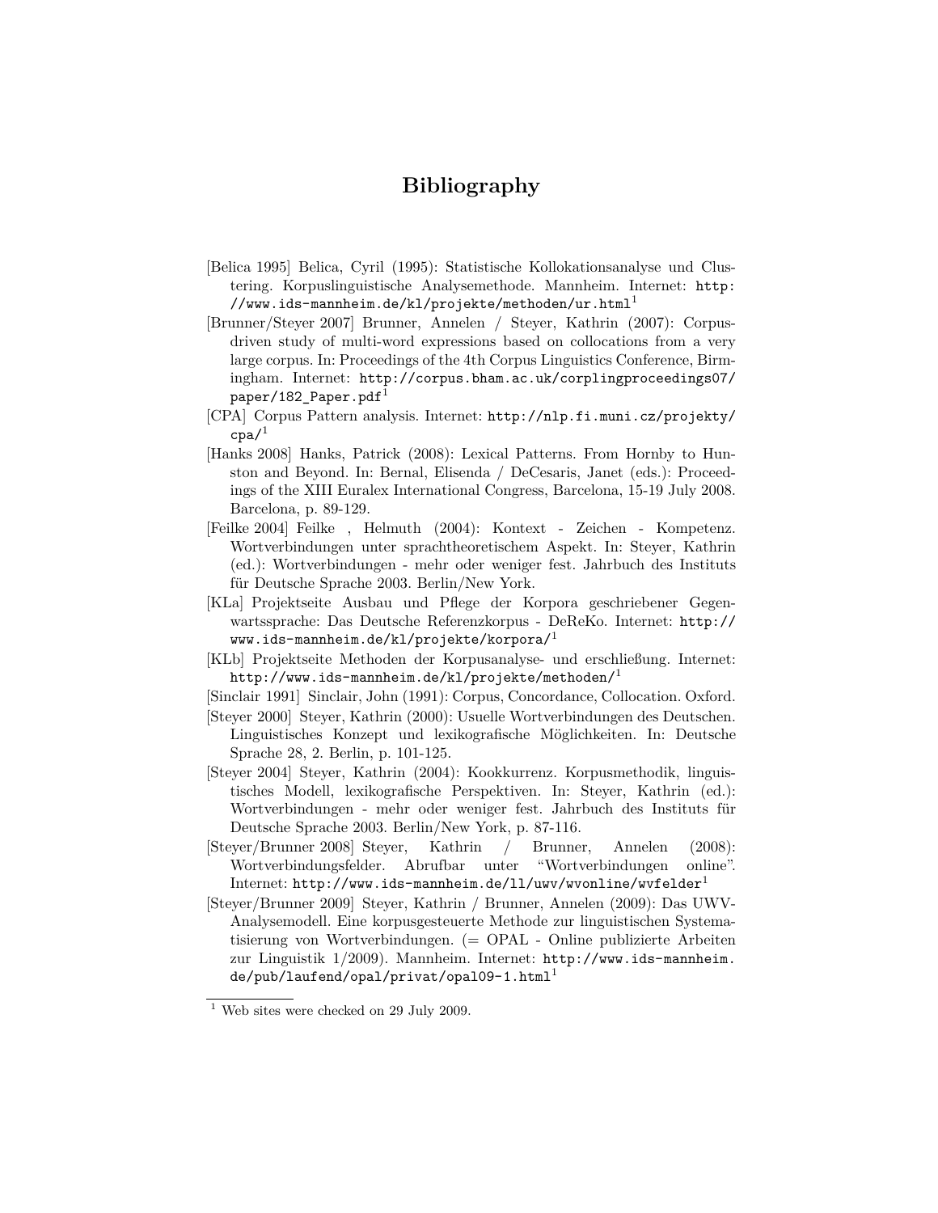# Bibliography

[Belica 1995] Belica, Cyril (1995): Statistische Kollokationsanalyse und Clustering. Korpuslinguistische Analysemethode. Mannheim. Internet: http://www.ids-mannheim.de/kl/projekte/methoden/ur.html[1]

[Brunner/Steyer 2007] Brunner, Annelen / Steyer, Kathrin (2007): Corpus-driven study of multi-word expressions based on collocations from a very large corpus. In: Proceedings of the 4th Corpus Linguistics Conference, Birmingham. Internet: http://corpus.bham.ac.uk/corplingproceedings07/paper/182_Paper.pdf[1]

[CPA] Corpus Pattern analysis. Internet: http://nlp.fi.muni.cz/projekty/cpa/[1]

[Hanks 2008] Hanks, Patrick (2008): Lexical Patterns. From Hornby to Hunston and Beyond. In: Bernal, Elisenda / DeCesaris, Janet (eds.): Proceedings of the XIII Euralex International Congress, Barcelona, 15-19 July 2008. Barcelona, p. 89-129.

[Feilke 2004] Feilke , Helmuth (2004): Kontext - Zeichen - Kompetenz. Wortverbindungen unter sprachtheoretischem Aspekt. In: Steyer, Kathrin (ed.): Wortverbindungen - mehr oder weniger fest. Jahrbuch des Instituts für Deutsche Sprache 2003. Berlin/New York.

[KLa] Projektseite Ausbau und Pflege der Korpora geschriebener Gegenwartssprache: Das Deutsche Referenzkorpus - DeReKo. Internet: http://www.ids-mannheim.de/kl/projekte/korpora/[1]

[KLb] Projektseite Methoden der Korpusanalyse- und erschließung. Internet: http://www.ids-mannheim.de/kl/projekte/methoden/[1]

[Sinclair 1991] Sinclair, John (1991): Corpus, Concordance, Collocation. Oxford.

[Steyer 2000] Steyer, Kathrin (2000): Usuelle Wortverbindungen des Deutschen. Linguistisches Konzept und lexikografische Möglichkeiten. In: Deutsche Sprache 28, 2. Berlin, p. 101-125.

[Steyer 2004] Steyer, Kathrin (2004): Kookkurrenz. Korpusmethodik, linguistisches Modell, lexikografische Perspektiven. In: Steyer, Kathrin (ed.): Wortverbindungen - mehr oder weniger fest. Jahrbuch des Instituts für Deutsche Sprache 2003. Berlin/New York, p. 87-116.

[Steyer/Brunner 2008] Steyer, Kathrin / Brunner, Annelen (2008): Wortverbindungsfelder. Abrufbar unter "Wortverbindungen online". Internet: http://www.ids-mannheim.de/ll/uwv/wvonline/wvfelder[1]

[Steyer/Brunner 2009] Steyer, Kathrin / Brunner, Annelen (2009): Das UWV-Analysemodell. Eine korpusgesteuerte Methode zur linguistischen Systematisierung von Wortverbindungen. (= OPAL - Online publizierte Arbeiten zur Linguistik 1/2009). Mannheim. Internet: http://www.ids-mannheim.de/pub/laufend/opal/privat/opal09-1.html[1]

[1] Web sites were checked on 29 July 2009.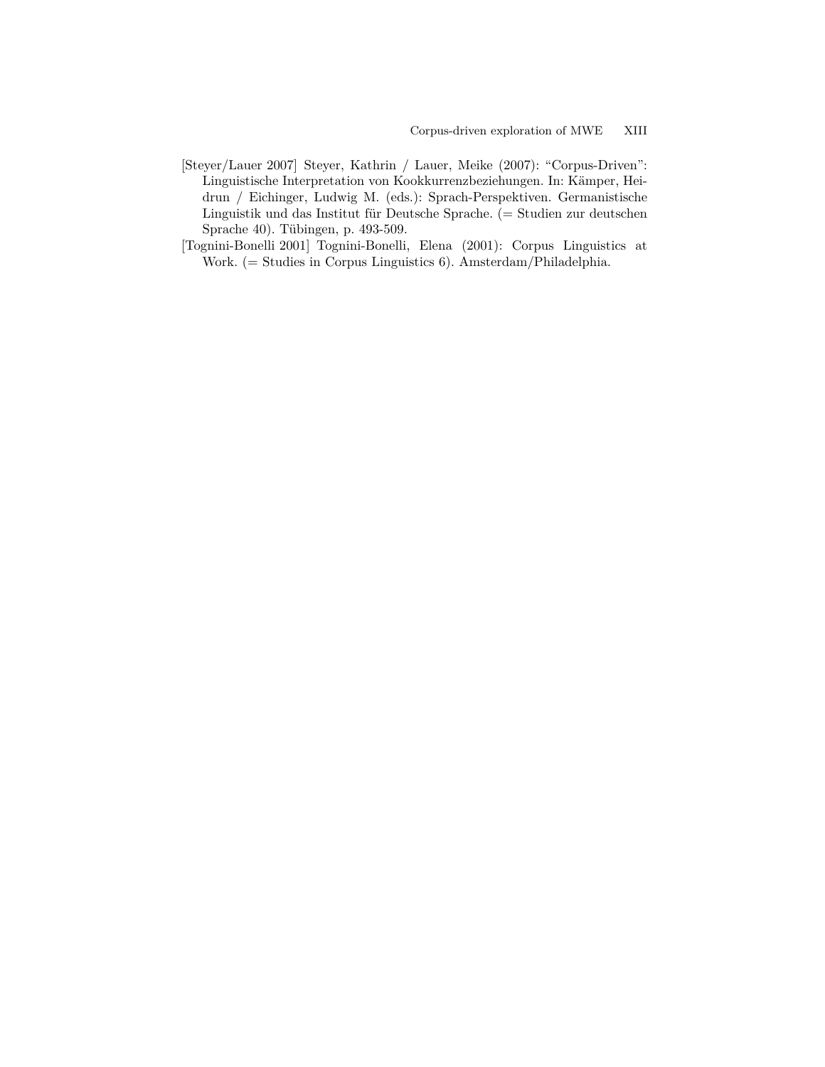[Steyer/Lauer 2007] Steyer, Kathrin / Lauer, Meike (2007): "Corpus-Driven": Linguistische Interpretation von Kookkurrenzbeziehungen. In: Kämper, Heidrun / Eichinger, Ludwig M. (eds.): Sprach-Perspektiven. Germanistische Linguistik und das Institut für Deutsche Sprache. (= Studien zur deutschen Sprache 40). Tübingen, p. 493-509.

[Tognini-Bonelli 2001] Tognini-Bonelli, Elena (2001): Corpus Linguistics at Work. (= Studies in Corpus Linguistics 6). Amsterdam/Philadelphia.